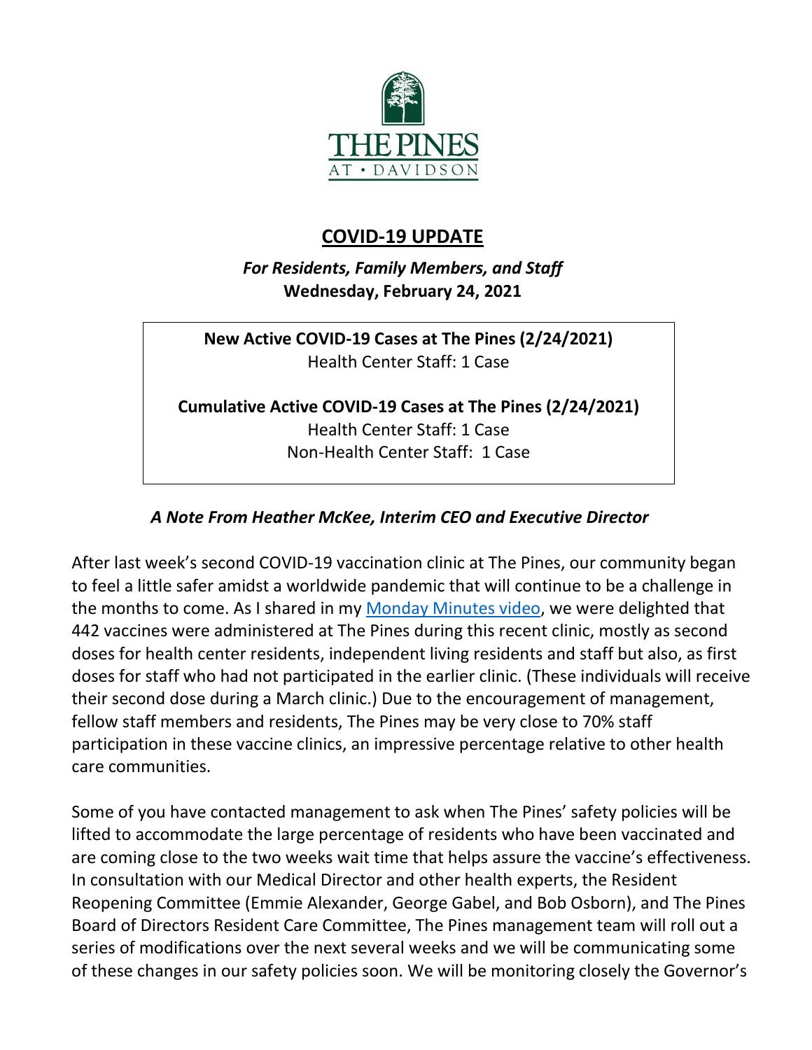THE PINES AT • DAVIDSON

# COVID-19 UPDATE

***For Residents, Family Members, and Staff***
**Wednesday, February 24, 2021**

**New Active COVID-19 Cases at The Pines (2/24/2021)**
Health Center Staff: 1 Case

**Cumulative Active COVID-19 Cases at The Pines (2/24/2021)**
Health Center Staff: 1 Case
Non-Health Center Staff: 1 Case

### *A Note From Heather McKee, Interim CEO and Executive Director*

After last week's second COVID-19 vaccination clinic at The Pines, our community began to feel a little safer amidst a worldwide pandemic that will continue to be a challenge in the months to come. As I shared in my Monday Minutes video, we were delighted that 442 vaccines were administered at The Pines during this recent clinic, mostly as second doses for health center residents, independent living residents and staff but also, as first doses for staff who had not participated in the earlier clinic. (These individuals will receive their second dose during a March clinic.) Due to the encouragement of management, fellow staff members and residents, The Pines may be very close to 70% staff participation in these vaccine clinics, an impressive percentage relative to other health care communities.

Some of you have contacted management to ask when The Pines' safety policies will be lifted to accommodate the large percentage of residents who have been vaccinated and are coming close to the two weeks wait time that helps assure the vaccine's effectiveness. In consultation with our Medical Director and other health experts, the Resident Reopening Committee (Emmie Alexander, George Gabel, and Bob Osborn), and The Pines Board of Directors Resident Care Committee, The Pines management team will roll out a series of modifications over the next several weeks and we will be communicating some of these changes in our safety policies soon. We will be monitoring closely the Governor's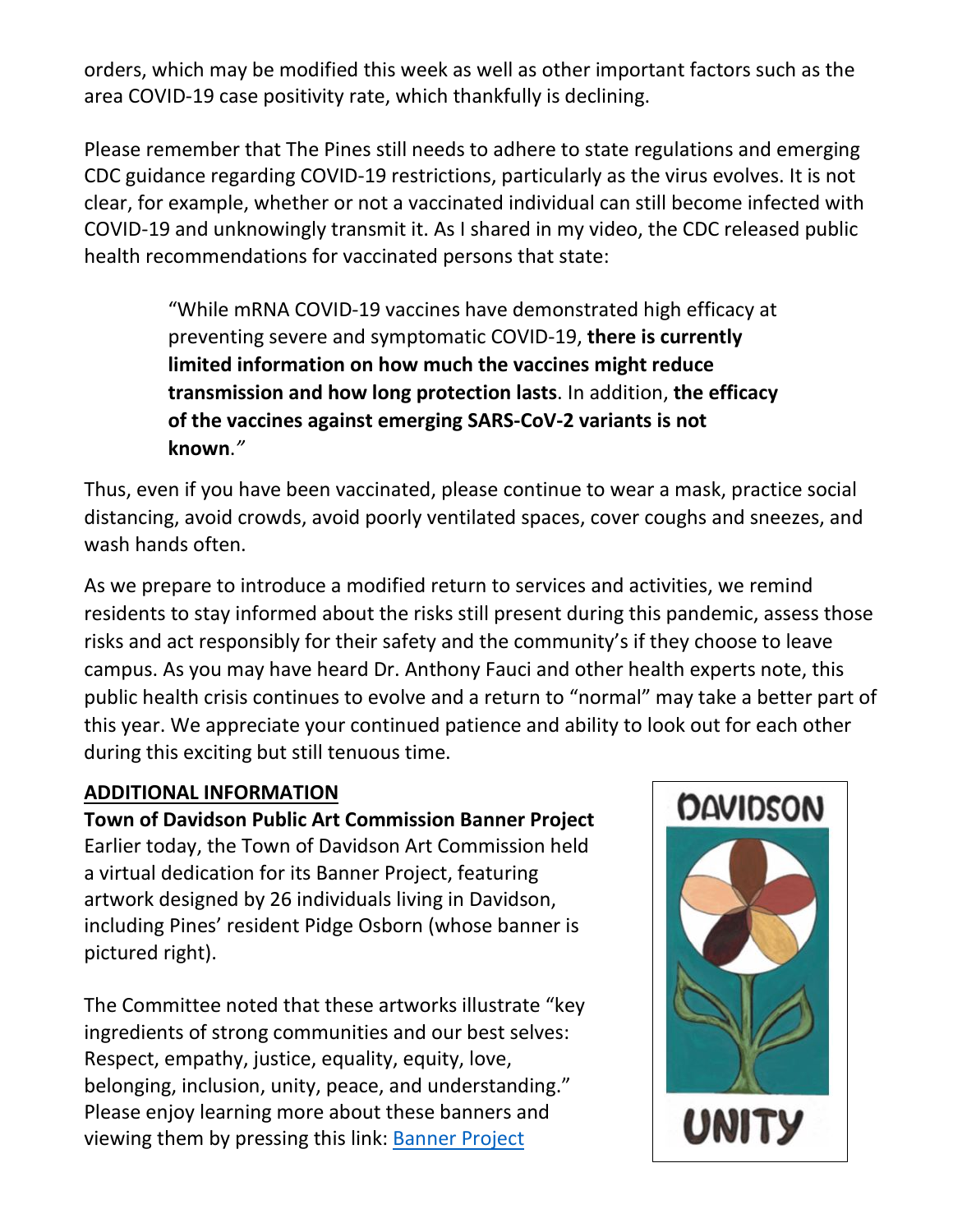orders, which may be modified this week as well as other important factors such as the area COVID-19 case positivity rate, which thankfully is declining.

Please remember that The Pines still needs to adhere to state regulations and emerging CDC guidance regarding COVID-19 restrictions, particularly as the virus evolves. It is not clear, for example, whether or not a vaccinated individual can still become infected with COVID-19 and unknowingly transmit it. As I shared in my video, the CDC released public health recommendations for vaccinated persons that state:

> "While mRNA COVID-19 vaccines have demonstrated high efficacy at preventing severe and symptomatic COVID-19, **there is currently limited information on how much the vaccines might reduce transmission and how long protection lasts**. In addition, **the efficacy of the vaccines against emerging SARS-CoV-2 variants is not known**."

Thus, even if you have been vaccinated, please continue to wear a mask, practice social distancing, avoid crowds, avoid poorly ventilated spaces, cover coughs and sneezes, and wash hands often.

As we prepare to introduce a modified return to services and activities, we remind residents to stay informed about the risks still present during this pandemic, assess those risks and act responsibly for their safety and the community's if they choose to leave campus. As you may have heard Dr. Anthony Fauci and other health experts note, this public health crisis continues to evolve and a return to "normal" may take a better part of this year. We appreciate your continued patience and ability to look out for each other during this exciting but still tenuous time.

**ADDITIONAL INFORMATION**

**Town of Davidson Public Art Commission Banner Project**

Earlier today, the Town of Davidson Art Commission held a virtual dedication for its Banner Project, featuring artwork designed by 26 individuals living in Davidson, including Pines' resident Pidge Osborn (whose banner is pictured right).

The Committee noted that these artworks illustrate "key ingredients of strong communities and our best selves: Respect, empathy, justice, equality, equity, love, belonging, inclusion, unity, peace, and understanding." Please enjoy learning more about these banners and viewing them by pressing this link: [Banner Project]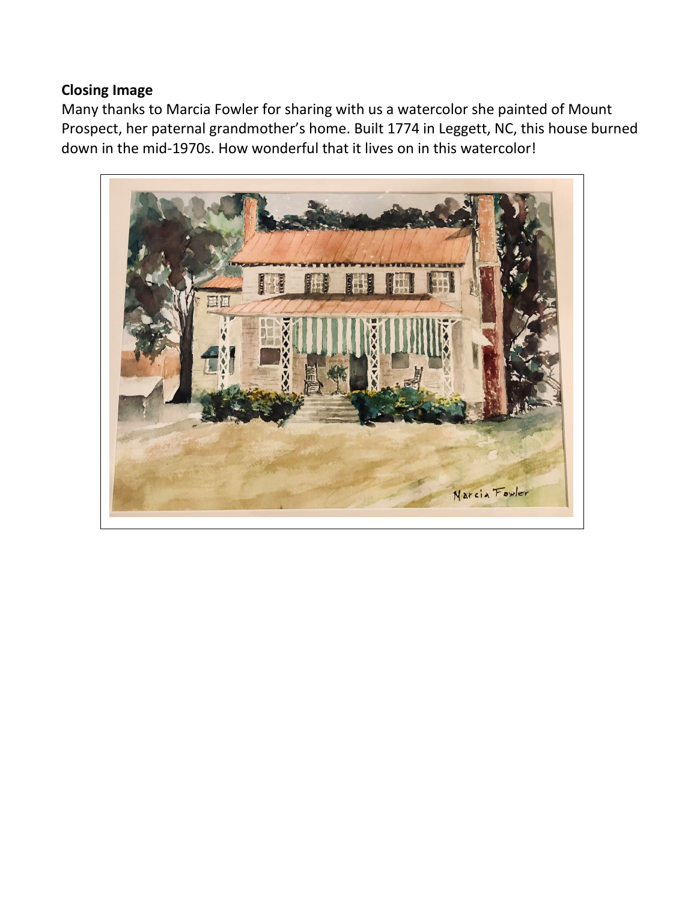**Closing Image**

Many thanks to Marcia Fowler for sharing with us a watercolor she painted of Mount Prospect, her paternal grandmother's home. Built 1774 in Leggett, NC, this house burned down in the mid-1970s. How wonderful that it lives on in this watercolor!